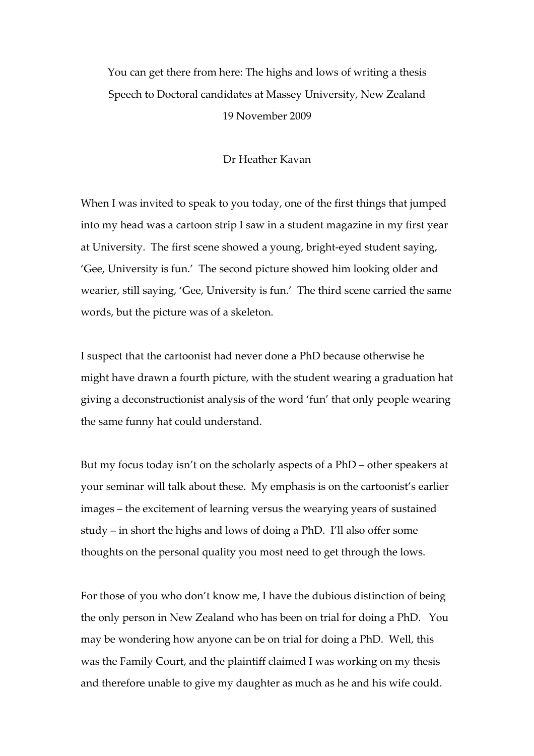You can get there from here: The highs and lows of writing a thesis
Speech to Doctoral candidates at Massey University, New Zealand
19 November 2009

Dr Heather Kavan

When I was invited to speak to you today, one of the first things that jumped into my head was a cartoon strip I saw in a student magazine in my first year at University. The first scene showed a young, bright-eyed student saying, 'Gee, University is fun.' The second picture showed him looking older and wearier, still saying, 'Gee, University is fun.' The third scene carried the same words, but the picture was of a skeleton.

I suspect that the cartoonist had never done a PhD because otherwise he might have drawn a fourth picture, with the student wearing a graduation hat giving a deconstructionist analysis of the word 'fun' that only people wearing the same funny hat could understand.

But my focus today isn't on the scholarly aspects of a PhD – other speakers at your seminar will talk about these. My emphasis is on the cartoonist's earlier images – the excitement of learning versus the wearying years of sustained study – in short the highs and lows of doing a PhD. I'll also offer some thoughts on the personal quality you most need to get through the lows.

For those of you who don't know me, I have the dubious distinction of being the only person in New Zealand who has been on trial for doing a PhD. You may be wondering how anyone can be on trial for doing a PhD. Well, this was the Family Court, and the plaintiff claimed I was working on my thesis and therefore unable to give my daughter as much as he and his wife could.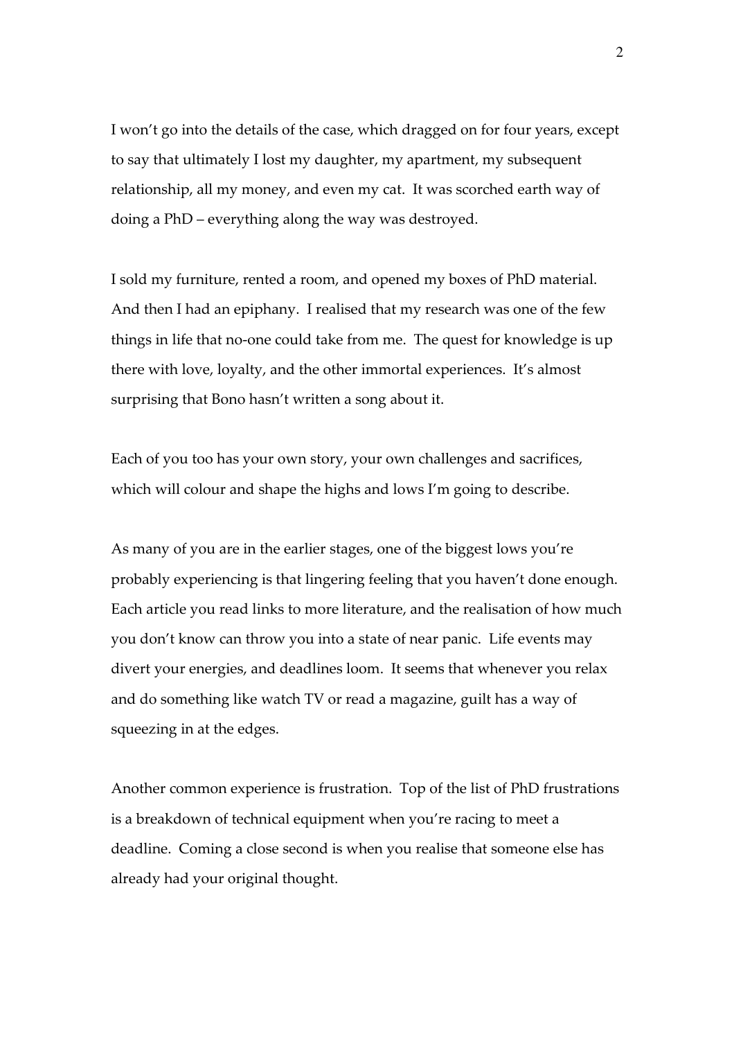I won't go into the details of the case, which dragged on for four years, except to say that ultimately I lost my daughter, my apartment, my subsequent relationship, all my money, and even my cat. It was scorched earth way of doing a PhD – everything along the way was destroyed.

I sold my furniture, rented a room, and opened my boxes of PhD material. And then I had an epiphany. I realised that my research was one of the few things in life that no-one could take from me. The quest for knowledge is up there with love, loyalty, and the other immortal experiences. It's almost surprising that Bono hasn't written a song about it.

Each of you too has your own story, your own challenges and sacrifices, which will colour and shape the highs and lows I'm going to describe.

As many of you are in the earlier stages, one of the biggest lows you're probably experiencing is that lingering feeling that you haven't done enough. Each article you read links to more literature, and the realisation of how much you don't know can throw you into a state of near panic. Life events may divert your energies, and deadlines loom. It seems that whenever you relax and do something like watch TV or read a magazine, guilt has a way of squeezing in at the edges.

Another common experience is frustration. Top of the list of PhD frustrations is a breakdown of technical equipment when you're racing to meet a deadline. Coming a close second is when you realise that someone else has already had your original thought.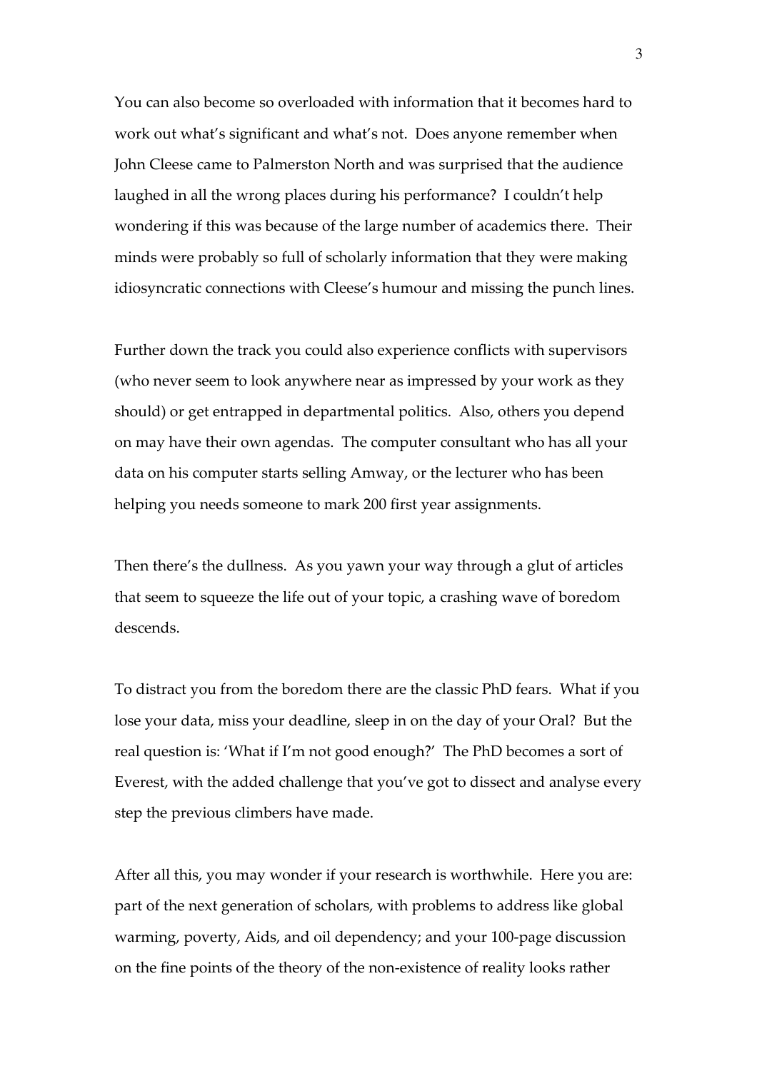You can also become so overloaded with information that it becomes hard to work out what's significant and what's not. Does anyone remember when John Cleese came to Palmerston North and was surprised that the audience laughed in all the wrong places during his performance? I couldn't help wondering if this was because of the large number of academics there. Their minds were probably so full of scholarly information that they were making idiosyncratic connections with Cleese's humour and missing the punch lines.

Further down the track you could also experience conflicts with supervisors (who never seem to look anywhere near as impressed by your work as they should) or get entrapped in departmental politics. Also, others you depend on may have their own agendas. The computer consultant who has all your data on his computer starts selling Amway, or the lecturer who has been helping you needs someone to mark 200 first year assignments.

Then there's the dullness. As you yawn your way through a glut of articles that seem to squeeze the life out of your topic, a crashing wave of boredom descends.

To distract you from the boredom there are the classic PhD fears. What if you lose your data, miss your deadline, sleep in on the day of your Oral? But the real question is: 'What if I'm not good enough?' The PhD becomes a sort of Everest, with the added challenge that you've got to dissect and analyse every step the previous climbers have made.

After all this, you may wonder if your research is worthwhile. Here you are: part of the next generation of scholars, with problems to address like global warming, poverty, Aids, and oil dependency; and your 100-page discussion on the fine points of the theory of the non-existence of reality looks rather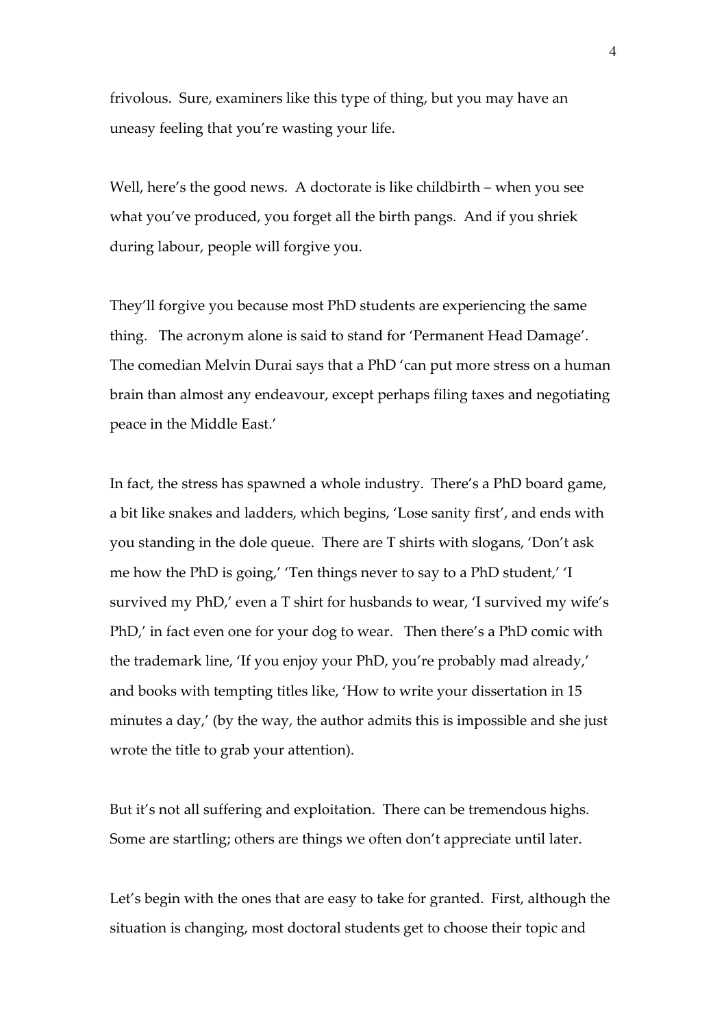frivolous. Sure, examiners like this type of thing, but you may have an uneasy feeling that you're wasting your life.

Well, here's the good news. A doctorate is like childbirth – when you see what you've produced, you forget all the birth pangs. And if you shriek during labour, people will forgive you.

They'll forgive you because most PhD students are experiencing the same thing. The acronym alone is said to stand for 'Permanent Head Damage'. The comedian Melvin Durai says that a PhD 'can put more stress on a human brain than almost any endeavour, except perhaps filing taxes and negotiating peace in the Middle East.'

In fact, the stress has spawned a whole industry. There's a PhD board game, a bit like snakes and ladders, which begins, 'Lose sanity first', and ends with you standing in the dole queue. There are T shirts with slogans, 'Don't ask me how the PhD is going,' 'Ten things never to say to a PhD student,' 'I survived my PhD,' even a T shirt for husbands to wear, 'I survived my wife's PhD,' in fact even one for your dog to wear. Then there's a PhD comic with the trademark line, 'If you enjoy your PhD, you're probably mad already,' and books with tempting titles like, 'How to write your dissertation in 15 minutes a day,' (by the way, the author admits this is impossible and she just wrote the title to grab your attention).

But it's not all suffering and exploitation. There can be tremendous highs. Some are startling; others are things we often don't appreciate until later.

Let's begin with the ones that are easy to take for granted. First, although the situation is changing, most doctoral students get to choose their topic and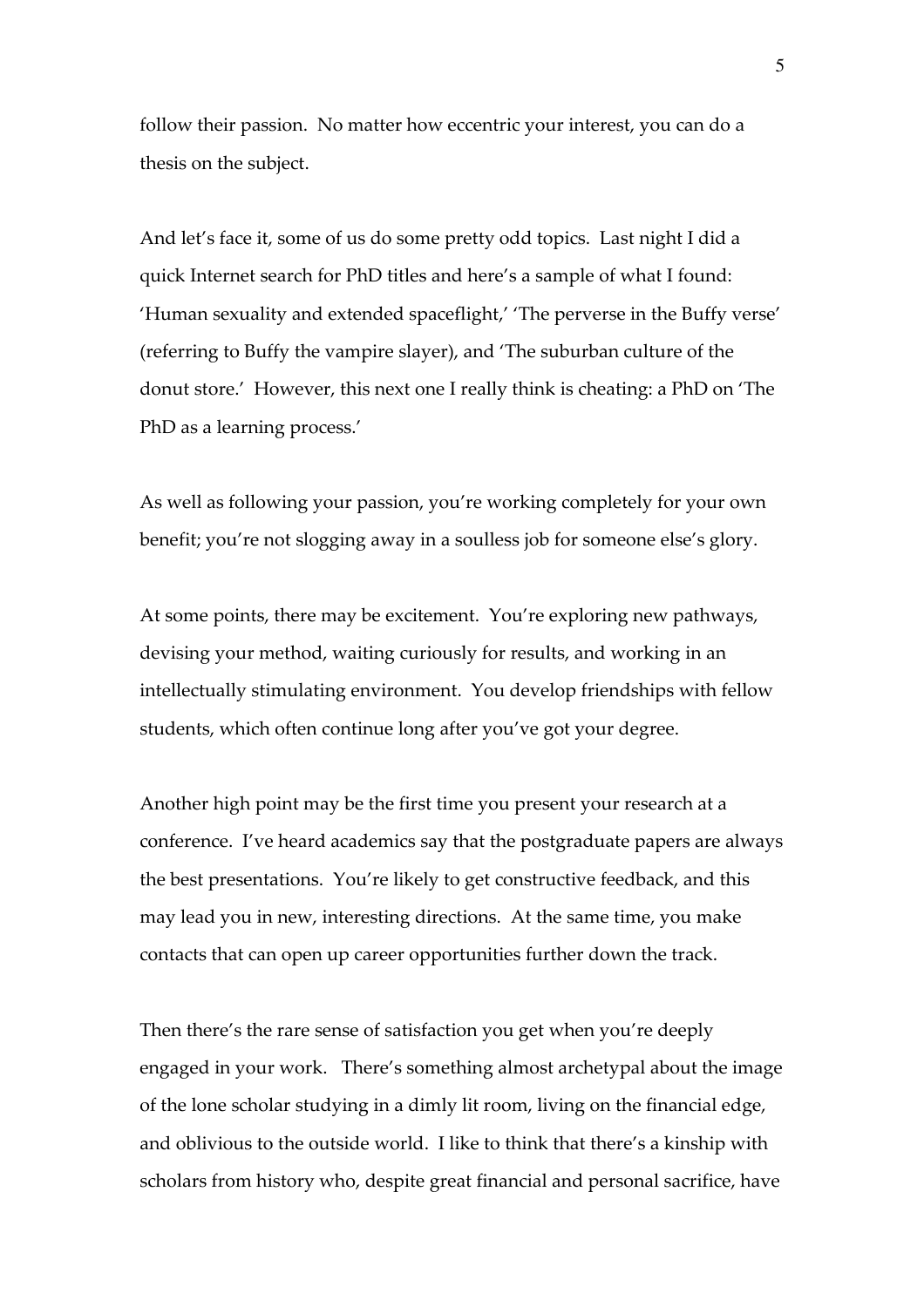follow their passion. No matter how eccentric your interest, you can do a thesis on the subject.

And let's face it, some of us do some pretty odd topics. Last night I did a quick Internet search for PhD titles and here's a sample of what I found: 'Human sexuality and extended spaceflight,' 'The perverse in the Buffy verse' (referring to Buffy the vampire slayer), and 'The suburban culture of the donut store.' However, this next one I really think is cheating: a PhD on 'The PhD as a learning process.'

As well as following your passion, you're working completely for your own benefit; you're not slogging away in a soulless job for someone else's glory.

At some points, there may be excitement. You're exploring new pathways, devising your method, waiting curiously for results, and working in an intellectually stimulating environment. You develop friendships with fellow students, which often continue long after you've got your degree.

Another high point may be the first time you present your research at a conference. I've heard academics say that the postgraduate papers are always the best presentations. You're likely to get constructive feedback, and this may lead you in new, interesting directions. At the same time, you make contacts that can open up career opportunities further down the track.

Then there's the rare sense of satisfaction you get when you're deeply engaged in your work. There's something almost archetypal about the image of the lone scholar studying in a dimly lit room, living on the financial edge, and oblivious to the outside world. I like to think that there's a kinship with scholars from history who, despite great financial and personal sacrifice, have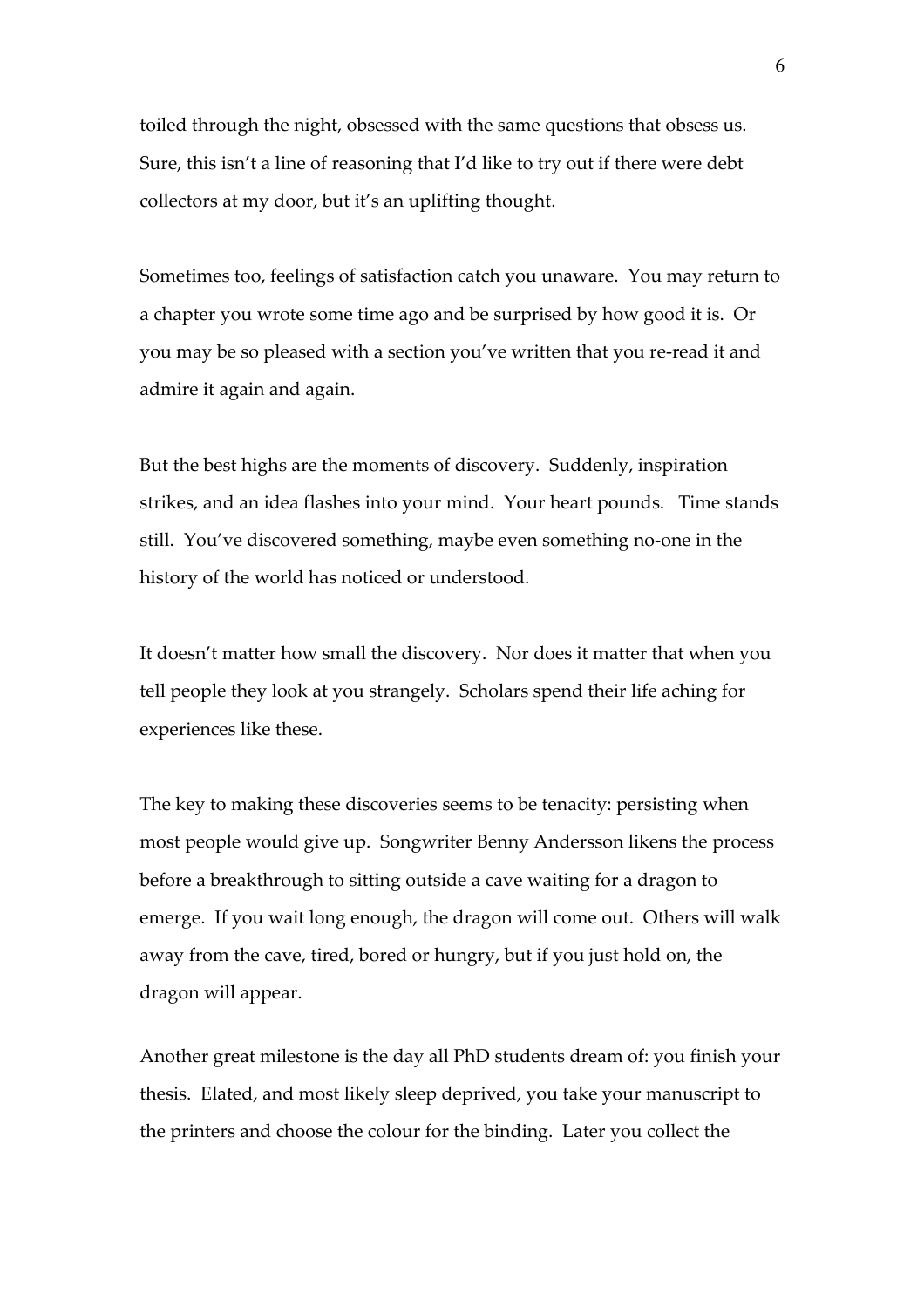toiled through the night, obsessed with the same questions that obsess us. Sure, this isn't a line of reasoning that I'd like to try out if there were debt collectors at my door, but it's an uplifting thought.

Sometimes too, feelings of satisfaction catch you unaware. You may return to a chapter you wrote some time ago and be surprised by how good it is. Or you may be so pleased with a section you've written that you re-read it and admire it again and again.

But the best highs are the moments of discovery. Suddenly, inspiration strikes, and an idea flashes into your mind. Your heart pounds. Time stands still. You've discovered something, maybe even something no-one in the history of the world has noticed or understood.

It doesn't matter how small the discovery. Nor does it matter that when you tell people they look at you strangely. Scholars spend their life aching for experiences like these.

The key to making these discoveries seems to be tenacity: persisting when most people would give up. Songwriter Benny Andersson likens the process before a breakthrough to sitting outside a cave waiting for a dragon to emerge. If you wait long enough, the dragon will come out. Others will walk away from the cave, tired, bored or hungry, but if you just hold on, the dragon will appear.

Another great milestone is the day all PhD students dream of: you finish your thesis. Elated, and most likely sleep deprived, you take your manuscript to the printers and choose the colour for the binding. Later you collect the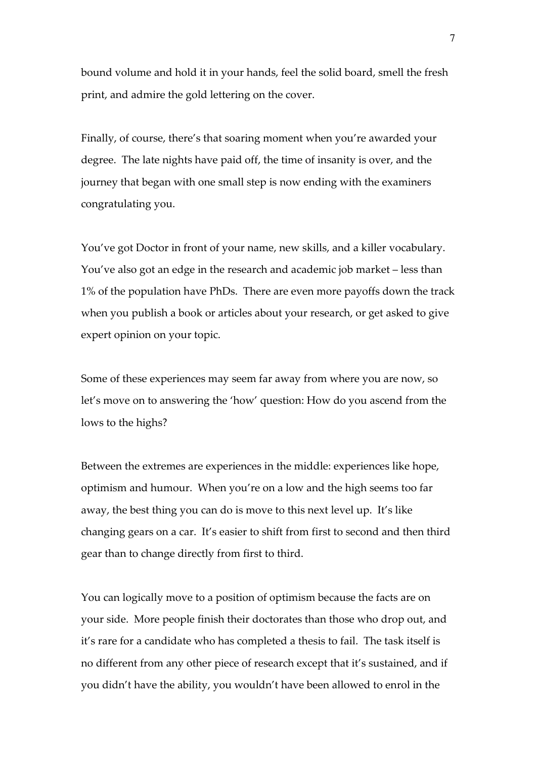bound volume and hold it in your hands, feel the solid board, smell the fresh print, and admire the gold lettering on the cover.

Finally, of course, there's that soaring moment when you're awarded your degree. The late nights have paid off, the time of insanity is over, and the journey that began with one small step is now ending with the examiners congratulating you.

You've got Doctor in front of your name, new skills, and a killer vocabulary. You've also got an edge in the research and academic job market – less than 1% of the population have PhDs. There are even more payoffs down the track when you publish a book or articles about your research, or get asked to give expert opinion on your topic.

Some of these experiences may seem far away from where you are now, so let's move on to answering the 'how' question: How do you ascend from the lows to the highs?

Between the extremes are experiences in the middle: experiences like hope, optimism and humour. When you're on a low and the high seems too far away, the best thing you can do is move to this next level up. It's like changing gears on a car. It's easier to shift from first to second and then third gear than to change directly from first to third.

You can logically move to a position of optimism because the facts are on your side. More people finish their doctorates than those who drop out, and it's rare for a candidate who has completed a thesis to fail. The task itself is no different from any other piece of research except that it's sustained, and if you didn't have the ability, you wouldn't have been allowed to enrol in the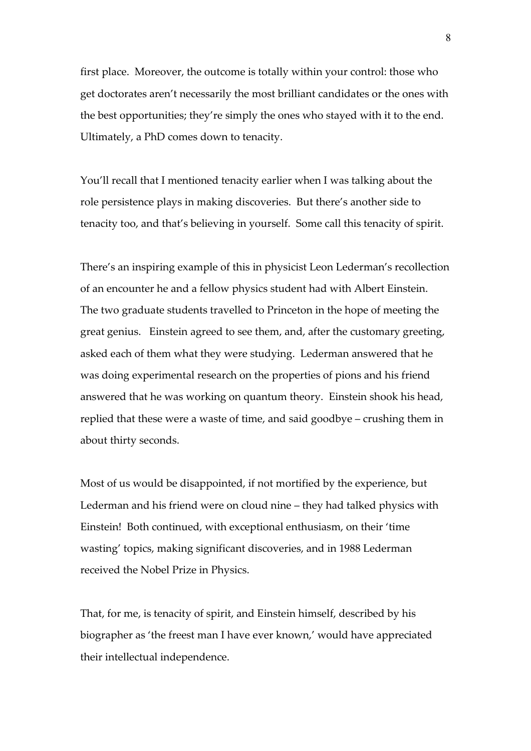first place. Moreover, the outcome is totally within your control: those who get doctorates aren't necessarily the most brilliant candidates or the ones with the best opportunities; they're simply the ones who stayed with it to the end. Ultimately, a PhD comes down to tenacity.

You'll recall that I mentioned tenacity earlier when I was talking about the role persistence plays in making discoveries. But there's another side to tenacity too, and that's believing in yourself. Some call this tenacity of spirit.

There's an inspiring example of this in physicist Leon Lederman's recollection of an encounter he and a fellow physics student had with Albert Einstein. The two graduate students travelled to Princeton in the hope of meeting the great genius. Einstein agreed to see them, and, after the customary greeting, asked each of them what they were studying. Lederman answered that he was doing experimental research on the properties of pions and his friend answered that he was working on quantum theory. Einstein shook his head, replied that these were a waste of time, and said goodbye – crushing them in about thirty seconds.

Most of us would be disappointed, if not mortified by the experience, but Lederman and his friend were on cloud nine – they had talked physics with Einstein! Both continued, with exceptional enthusiasm, on their 'time wasting' topics, making significant discoveries, and in 1988 Lederman received the Nobel Prize in Physics.

That, for me, is tenacity of spirit, and Einstein himself, described by his biographer as 'the freest man I have ever known,' would have appreciated their intellectual independence.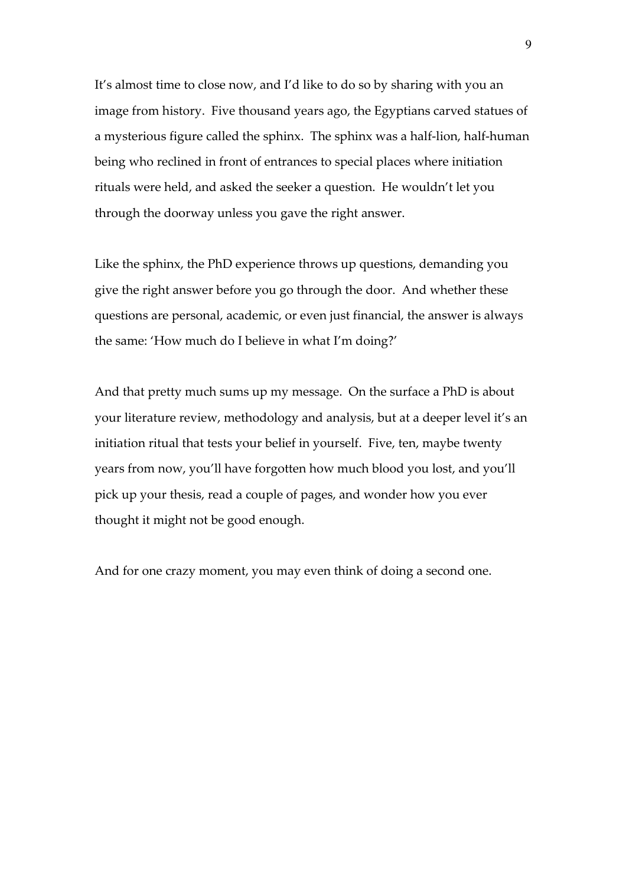It's almost time to close now, and I'd like to do so by sharing with you an image from history. Five thousand years ago, the Egyptians carved statues of a mysterious figure called the sphinx. The sphinx was a half-lion, half-human being who reclined in front of entrances to special places where initiation rituals were held, and asked the seeker a question. He wouldn't let you through the doorway unless you gave the right answer.

Like the sphinx, the PhD experience throws up questions, demanding you give the right answer before you go through the door. And whether these questions are personal, academic, or even just financial, the answer is always the same: 'How much do I believe in what I'm doing?'

And that pretty much sums up my message. On the surface a PhD is about your literature review, methodology and analysis, but at a deeper level it's an initiation ritual that tests your belief in yourself. Five, ten, maybe twenty years from now, you'll have forgotten how much blood you lost, and you'll pick up your thesis, read a couple of pages, and wonder how you ever thought it might not be good enough.

And for one crazy moment, you may even think of doing a second one.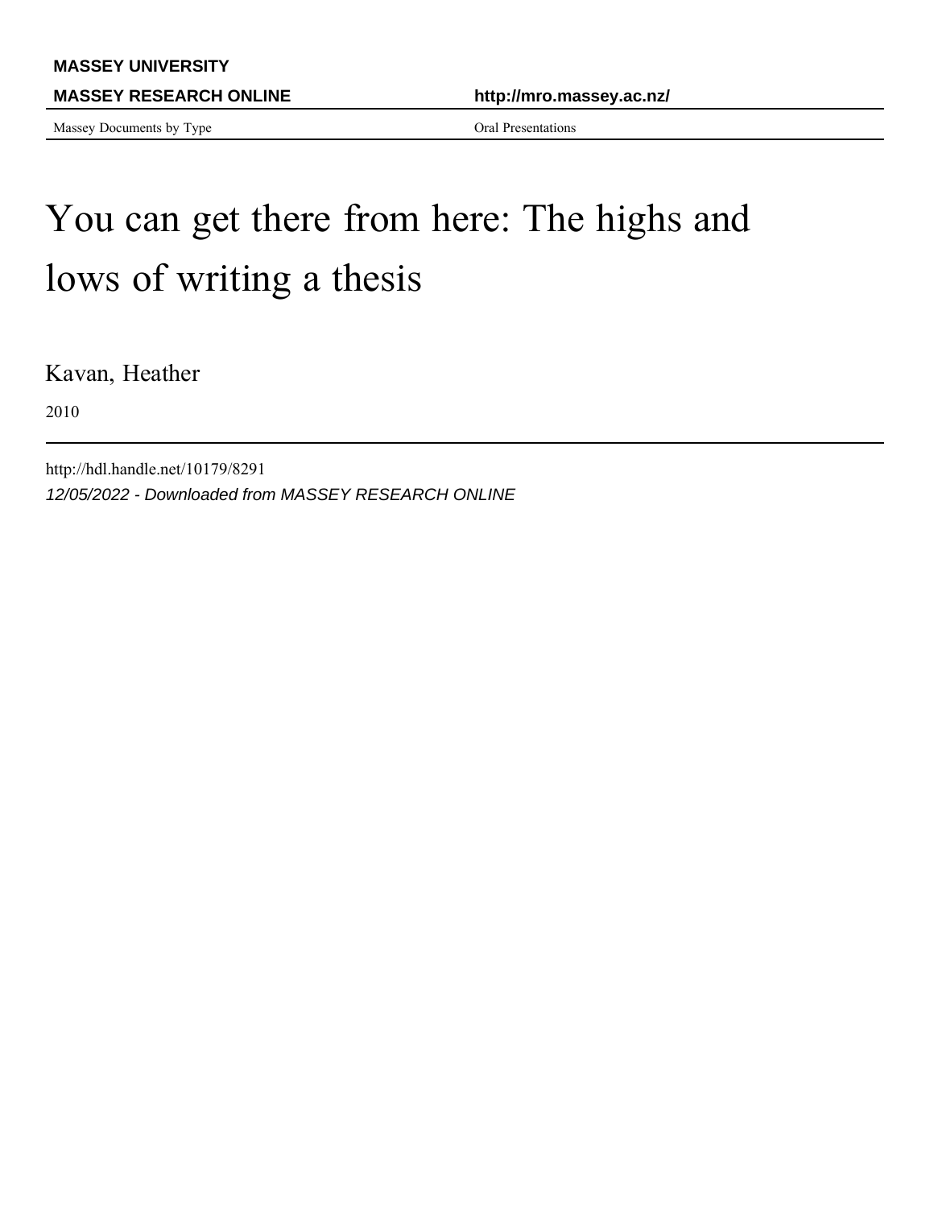MASSEY UNIVERSITY

MASSEY RESEARCH ONLINE http://mro.massey.ac.nz/

Massey Documents by Type Oral Presentations

# You can get there from here: The highs and lows of writing a thesis

Kavan, Heather

2010

http://hdl.handle.net/10179/8291

*12/05/2022 - Downloaded from MASSEY RESEARCH ONLINE*